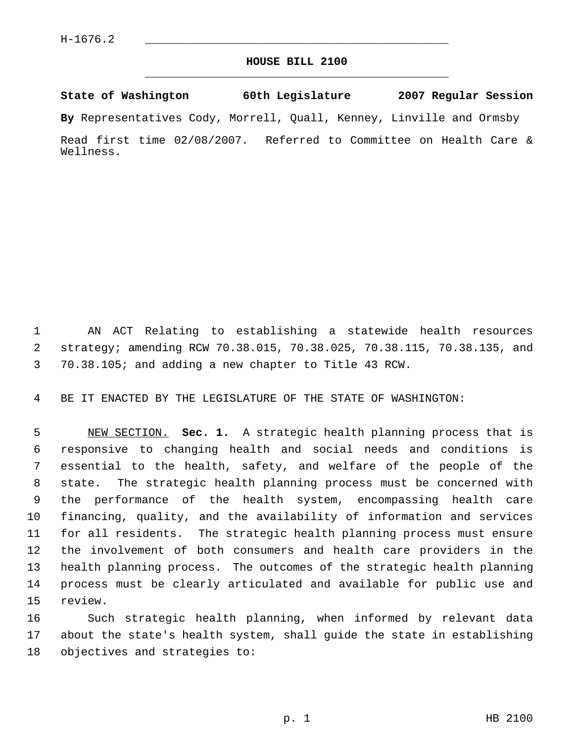H-1676.2

# HOUSE BILL 2100

**State of Washington 60th Legislature 2007 Regular Session**

**By** Representatives Cody, Morrell, Quall, Kenney, Linville and Ormsby

Read first time 02/08/2007. Referred to Committee on Health Care & Wellness.

AN ACT Relating to establishing a statewide health resources strategy; amending RCW 70.38.015, 70.38.025, 70.38.115, 70.38.135, and 70.38.105; and adding a new chapter to Title 43 RCW.

BE IT ENACTED BY THE LEGISLATURE OF THE STATE OF WASHINGTON:

NEW SECTION. **Sec. 1.** A strategic health planning process that is responsive to changing health and social needs and conditions is essential to the health, safety, and welfare of the people of the state. The strategic health planning process must be concerned with the performance of the health system, encompassing health care financing, quality, and the availability of information and services for all residents. The strategic health planning process must ensure the involvement of both consumers and health care providers in the health planning process. The outcomes of the strategic health planning process must be clearly articulated and available for public use and review.

Such strategic health planning, when informed by relevant data about the state's health system, shall guide the state in establishing objectives and strategies to: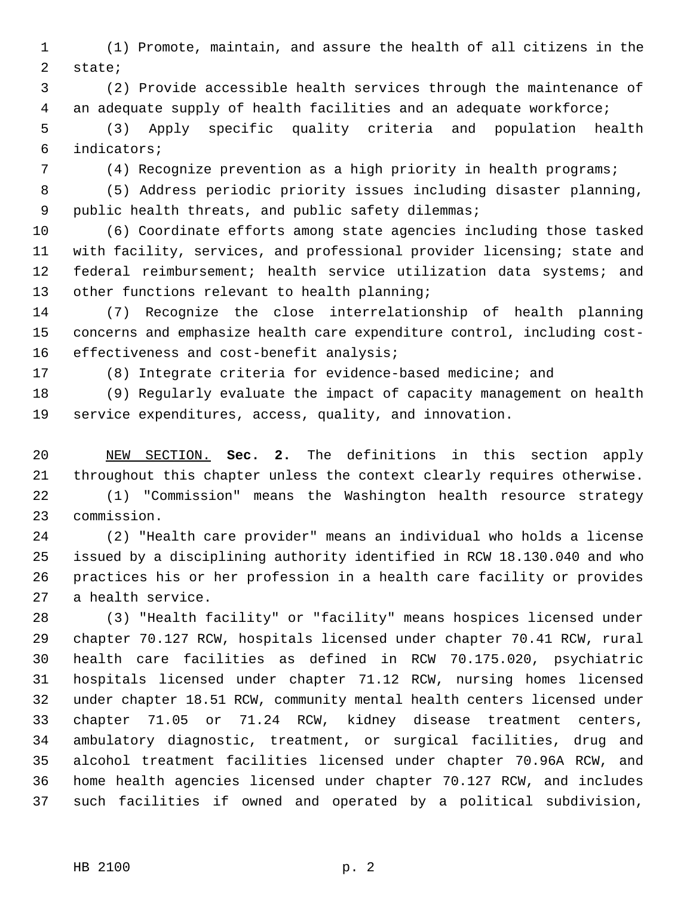(1) Promote, maintain, and assure the health of all citizens in the state;

(2) Provide accessible health services through the maintenance of an adequate supply of health facilities and an adequate workforce;

(3) Apply specific quality criteria and population health indicators;

(4) Recognize prevention as a high priority in health programs;

(5) Address periodic priority issues including disaster planning, public health threats, and public safety dilemmas;

(6) Coordinate efforts among state agencies including those tasked with facility, services, and professional provider licensing; state and federal reimbursement; health service utilization data systems; and other functions relevant to health planning;

(7) Recognize the close interrelationship of health planning concerns and emphasize health care expenditure control, including cost-effectiveness and cost-benefit analysis;

(8) Integrate criteria for evidence-based medicine; and

(9) Regularly evaluate the impact of capacity management on health service expenditures, access, quality, and innovation.

NEW SECTION. **Sec. 2.** The definitions in this section apply throughout this chapter unless the context clearly requires otherwise.

(1) "Commission" means the Washington health resource strategy commission.

(2) "Health care provider" means an individual who holds a license issued by a disciplining authority identified in RCW 18.130.040 and who practices his or her profession in a health care facility or provides a health service.

(3) "Health facility" or "facility" means hospices licensed under chapter 70.127 RCW, hospitals licensed under chapter 70.41 RCW, rural health care facilities as defined in RCW 70.175.020, psychiatric hospitals licensed under chapter 71.12 RCW, nursing homes licensed under chapter 18.51 RCW, community mental health centers licensed under chapter 71.05 or 71.24 RCW, kidney disease treatment centers, ambulatory diagnostic, treatment, or surgical facilities, drug and alcohol treatment facilities licensed under chapter 70.96A RCW, and home health agencies licensed under chapter 70.127 RCW, and includes such facilities if owned and operated by a political subdivision,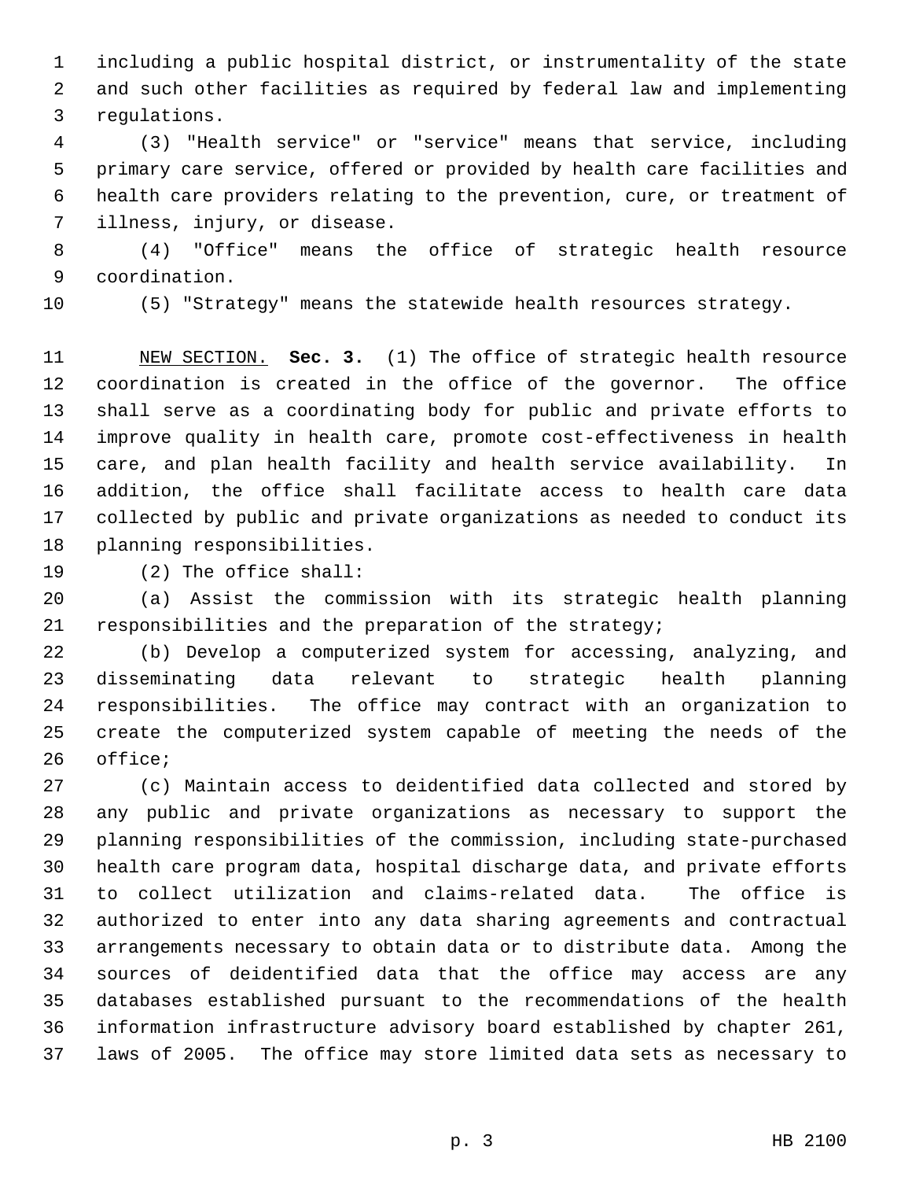including a public hospital district, or instrumentality of the state and such other facilities as required by federal law and implementing regulations.

(3) "Health service" or "service" means that service, including primary care service, offered or provided by health care facilities and health care providers relating to the prevention, cure, or treatment of illness, injury, or disease.

(4) "Office" means the office of strategic health resource coordination.

(5) "Strategy" means the statewide health resources strategy.

NEW SECTION. **Sec. 3.** (1) The office of strategic health resource coordination is created in the office of the governor. The office shall serve as a coordinating body for public and private efforts to improve quality in health care, promote cost-effectiveness in health care, and plan health facility and health service availability. In addition, the office shall facilitate access to health care data collected by public and private organizations as needed to conduct its planning responsibilities.

(2) The office shall:

(a) Assist the commission with its strategic health planning responsibilities and the preparation of the strategy;

(b) Develop a computerized system for accessing, analyzing, and disseminating data relevant to strategic health planning responsibilities. The office may contract with an organization to create the computerized system capable of meeting the needs of the office;

(c) Maintain access to deidentified data collected and stored by any public and private organizations as necessary to support the planning responsibilities of the commission, including state-purchased health care program data, hospital discharge data, and private efforts to collect utilization and claims-related data. The office is authorized to enter into any data sharing agreements and contractual arrangements necessary to obtain data or to distribute data. Among the sources of deidentified data that the office may access are any databases established pursuant to the recommendations of the health information infrastructure advisory board established by chapter 261, laws of 2005. The office may store limited data sets as necessary to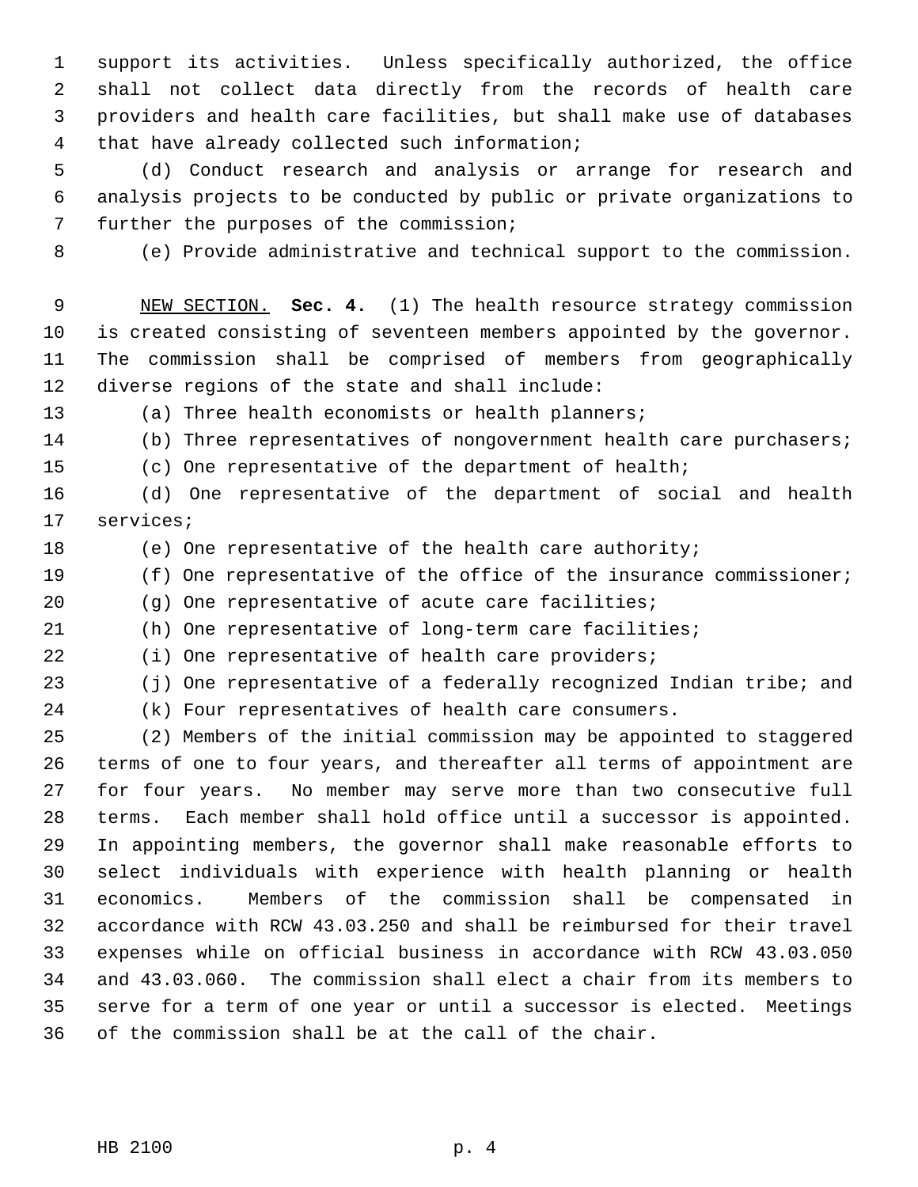support its activities. Unless specifically authorized, the office shall not collect data directly from the records of health care providers and health care facilities, but shall make use of databases that have already collected such information;

(d) Conduct research and analysis or arrange for research and analysis projects to be conducted by public or private organizations to further the purposes of the commission;

(e) Provide administrative and technical support to the commission.

NEW SECTION. **Sec. 4.** (1) The health resource strategy commission is created consisting of seventeen members appointed by the governor. The commission shall be comprised of members from geographically diverse regions of the state and shall include:

(a) Three health economists or health planners;

(b) Three representatives of nongovernment health care purchasers;

(c) One representative of the department of health;

(d) One representative of the department of social and health services;

(e) One representative of the health care authority;

(f) One representative of the office of the insurance commissioner;

(g) One representative of acute care facilities;

(h) One representative of long-term care facilities;

(i) One representative of health care providers;

(j) One representative of a federally recognized Indian tribe; and

(k) Four representatives of health care consumers.

(2) Members of the initial commission may be appointed to staggered terms of one to four years, and thereafter all terms of appointment are for four years. No member may serve more than two consecutive full terms. Each member shall hold office until a successor is appointed. In appointing members, the governor shall make reasonable efforts to select individuals with experience with health planning or health economics. Members of the commission shall be compensated in accordance with RCW 43.03.250 and shall be reimbursed for their travel expenses while on official business in accordance with RCW 43.03.050 and 43.03.060. The commission shall elect a chair from its members to serve for a term of one year or until a successor is elected. Meetings of the commission shall be at the call of the chair.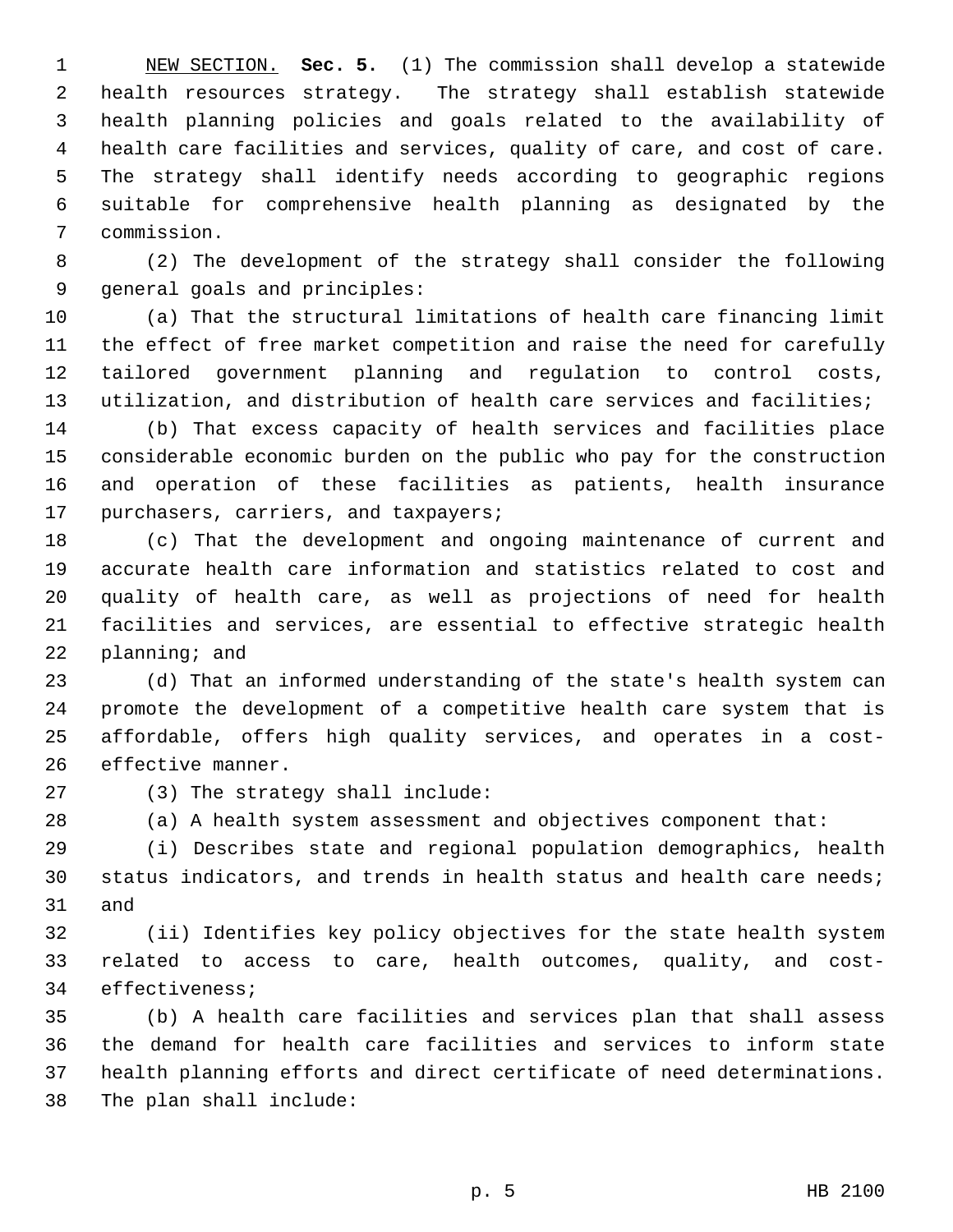NEW SECTION. **Sec. 5.** (1) The commission shall develop a statewide health resources strategy. The strategy shall establish statewide health planning policies and goals related to the availability of health care facilities and services, quality of care, and cost of care. The strategy shall identify needs according to geographic regions suitable for comprehensive health planning as designated by the commission.

(2) The development of the strategy shall consider the following general goals and principles:

(a) That the structural limitations of health care financing limit the effect of free market competition and raise the need for carefully tailored government planning and regulation to control costs, utilization, and distribution of health care services and facilities;

(b) That excess capacity of health services and facilities place considerable economic burden on the public who pay for the construction and operation of these facilities as patients, health insurance purchasers, carriers, and taxpayers;

(c) That the development and ongoing maintenance of current and accurate health care information and statistics related to cost and quality of health care, as well as projections of need for health facilities and services, are essential to effective strategic health planning; and

(d) That an informed understanding of the state's health system can promote the development of a competitive health care system that is affordable, offers high quality services, and operates in a cost-effective manner.

(3) The strategy shall include:

(a) A health system assessment and objectives component that:

(i) Describes state and regional population demographics, health status indicators, and trends in health status and health care needs; and

(ii) Identifies key policy objectives for the state health system related to access to care, health outcomes, quality, and cost-effectiveness;

(b) A health care facilities and services plan that shall assess the demand for health care facilities and services to inform state health planning efforts and direct certificate of need determinations. The plan shall include: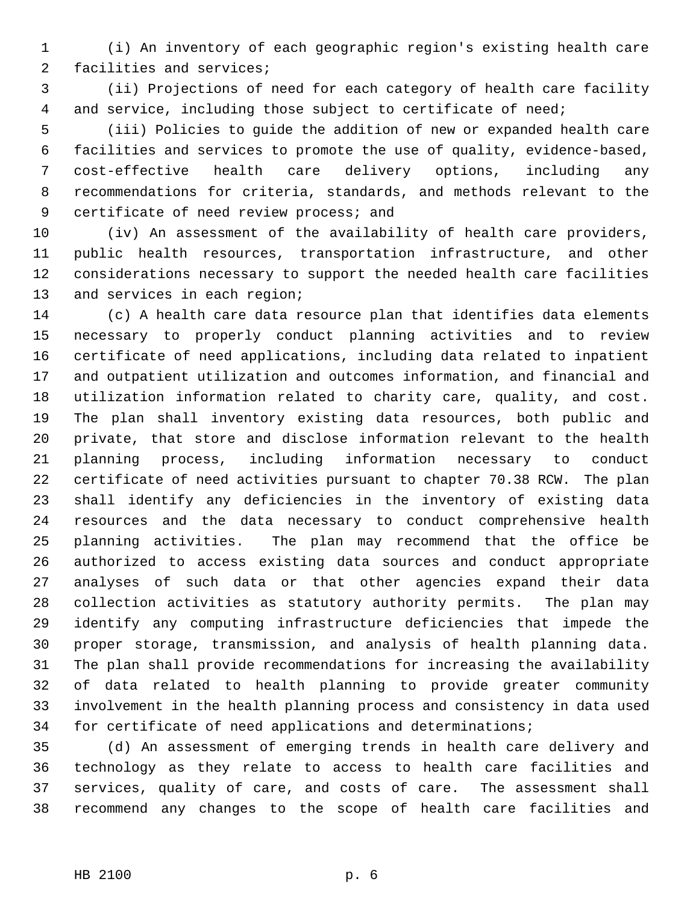(i) An inventory of each geographic region's existing health care facilities and services;

(ii) Projections of need for each category of health care facility and service, including those subject to certificate of need;

(iii) Policies to guide the addition of new or expanded health care facilities and services to promote the use of quality, evidence-based, cost-effective health care delivery options, including any recommendations for criteria, standards, and methods relevant to the certificate of need review process; and

(iv) An assessment of the availability of health care providers, public health resources, transportation infrastructure, and other considerations necessary to support the needed health care facilities and services in each region;

(c) A health care data resource plan that identifies data elements necessary to properly conduct planning activities and to review certificate of need applications, including data related to inpatient and outpatient utilization and outcomes information, and financial and utilization information related to charity care, quality, and cost. The plan shall inventory existing data resources, both public and private, that store and disclose information relevant to the health planning process, including information necessary to conduct certificate of need activities pursuant to chapter 70.38 RCW. The plan shall identify any deficiencies in the inventory of existing data resources and the data necessary to conduct comprehensive health planning activities. The plan may recommend that the office be authorized to access existing data sources and conduct appropriate analyses of such data or that other agencies expand their data collection activities as statutory authority permits. The plan may identify any computing infrastructure deficiencies that impede the proper storage, transmission, and analysis of health planning data. The plan shall provide recommendations for increasing the availability of data related to health planning to provide greater community involvement in the health planning process and consistency in data used for certificate of need applications and determinations;

(d) An assessment of emerging trends in health care delivery and technology as they relate to access to health care facilities and services, quality of care, and costs of care. The assessment shall recommend any changes to the scope of health care facilities and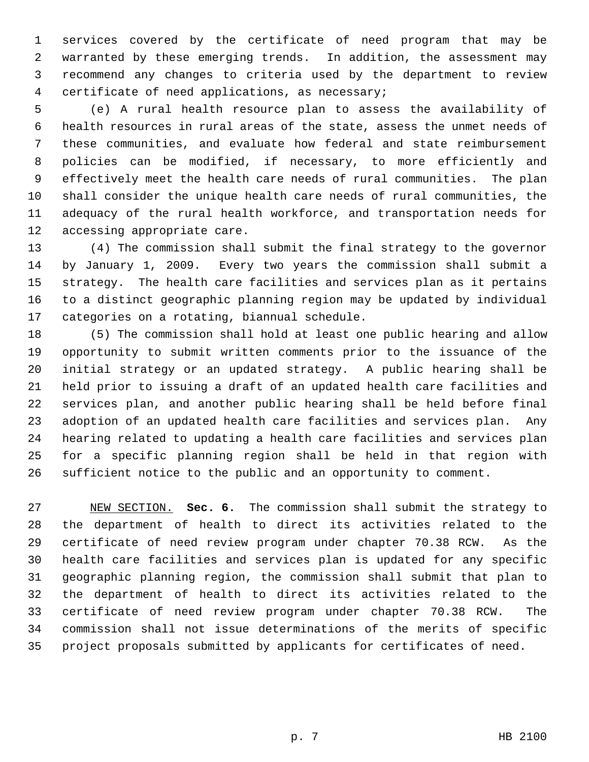services covered by the certificate of need program that may be warranted by these emerging trends. In addition, the assessment may recommend any changes to criteria used by the department to review certificate of need applications, as necessary;

(e) A rural health resource plan to assess the availability of health resources in rural areas of the state, assess the unmet needs of these communities, and evaluate how federal and state reimbursement policies can be modified, if necessary, to more efficiently and effectively meet the health care needs of rural communities. The plan shall consider the unique health care needs of rural communities, the adequacy of the rural health workforce, and transportation needs for accessing appropriate care.

(4) The commission shall submit the final strategy to the governor by January 1, 2009. Every two years the commission shall submit a strategy. The health care facilities and services plan as it pertains to a distinct geographic planning region may be updated by individual categories on a rotating, biannual schedule.

(5) The commission shall hold at least one public hearing and allow opportunity to submit written comments prior to the issuance of the initial strategy or an updated strategy. A public hearing shall be held prior to issuing a draft of an updated health care facilities and services plan, and another public hearing shall be held before final adoption of an updated health care facilities and services plan. Any hearing related to updating a health care facilities and services plan for a specific planning region shall be held in that region with sufficient notice to the public and an opportunity to comment.

NEW SECTION. **Sec. 6.** The commission shall submit the strategy to the department of health to direct its activities related to the certificate of need review program under chapter 70.38 RCW. As the health care facilities and services plan is updated for any specific geographic planning region, the commission shall submit that plan to the department of health to direct its activities related to the certificate of need review program under chapter 70.38 RCW. The commission shall not issue determinations of the merits of specific project proposals submitted by applicants for certificates of need.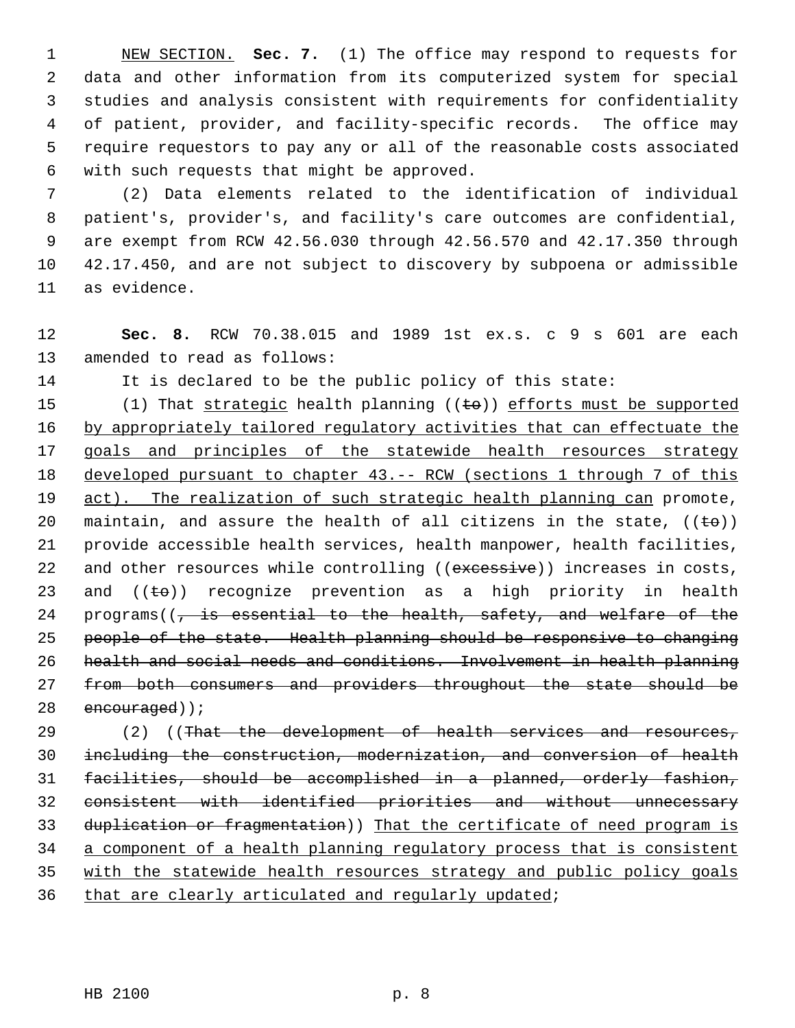NEW SECTION. **Sec. 7.** (1) The office may respond to requests for data and other information from its computerized system for special studies and analysis consistent with requirements for confidentiality of patient, provider, and facility-specific records. The office may require requestors to pay any or all of the reasonable costs associated with such requests that might be approved.

(2) Data elements related to the identification of individual patient's, provider's, and facility's care outcomes are confidential, are exempt from RCW 42.56.030 through 42.56.570 and 42.17.350 through 42.17.450, and are not subject to discovery by subpoena or admissible as evidence.

**Sec. 8.** RCW 70.38.015 and 1989 1st ex.s. c 9 s 601 are each amended to read as follows:

It is declared to be the public policy of this state:

(1) That strategic health planning ((~~to~~)) efforts must be supported by appropriately tailored regulatory activities that can effectuate the goals and principles of the statewide health resources strategy developed pursuant to chapter 43.-- RCW (sections 1 through 7 of this act). The realization of such strategic health planning can promote, maintain, and assure the health of all citizens in the state, ((~~to~~)) provide accessible health services, health manpower, health facilities, and other resources while controlling ((~~excessive~~)) increases in costs, and ((~~to~~)) recognize prevention as a high priority in health programs((~~, is essential to the health, safety, and welfare of the people of the state. Health planning should be responsive to changing health and social needs and conditions. Involvement in health planning from both consumers and providers throughout the state should be encouraged~~));

(2) ((~~That the development of health services and resources, including the construction, modernization, and conversion of health facilities, should be accomplished in a planned, orderly fashion, consistent with identified priorities and without unnecessary duplication or fragmentation~~)) That the certificate of need program is a component of a health planning regulatory process that is consistent with the statewide health resources strategy and public policy goals that are clearly articulated and regularly updated;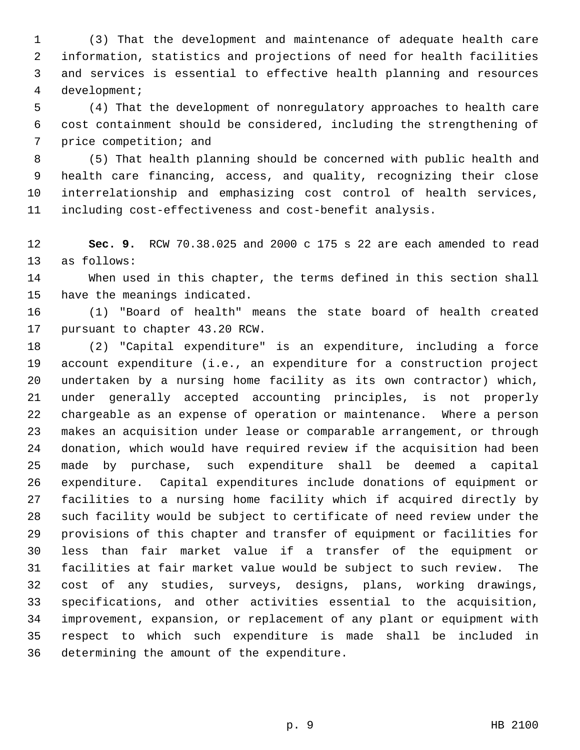(3) That the development and maintenance of adequate health care information, statistics and projections of need for health facilities and services is essential to effective health planning and resources development;

(4) That the development of nonregulatory approaches to health care cost containment should be considered, including the strengthening of price competition; and

(5) That health planning should be concerned with public health and health care financing, access, and quality, recognizing their close interrelationship and emphasizing cost control of health services, including cost-effectiveness and cost-benefit analysis.

**Sec. 9.** RCW 70.38.025 and 2000 c 175 s 22 are each amended to read as follows:

When used in this chapter, the terms defined in this section shall have the meanings indicated.

(1) "Board of health" means the state board of health created pursuant to chapter 43.20 RCW.

(2) "Capital expenditure" is an expenditure, including a force account expenditure (i.e., an expenditure for a construction project undertaken by a nursing home facility as its own contractor) which, under generally accepted accounting principles, is not properly chargeable as an expense of operation or maintenance. Where a person makes an acquisition under lease or comparable arrangement, or through donation, which would have required review if the acquisition had been made by purchase, such expenditure shall be deemed a capital expenditure. Capital expenditures include donations of equipment or facilities to a nursing home facility which if acquired directly by such facility would be subject to certificate of need review under the provisions of this chapter and transfer of equipment or facilities for less than fair market value if a transfer of the equipment or facilities at fair market value would be subject to such review. The cost of any studies, surveys, designs, plans, working drawings, specifications, and other activities essential to the acquisition, improvement, expansion, or replacement of any plant or equipment with respect to which such expenditure is made shall be included in determining the amount of the expenditure.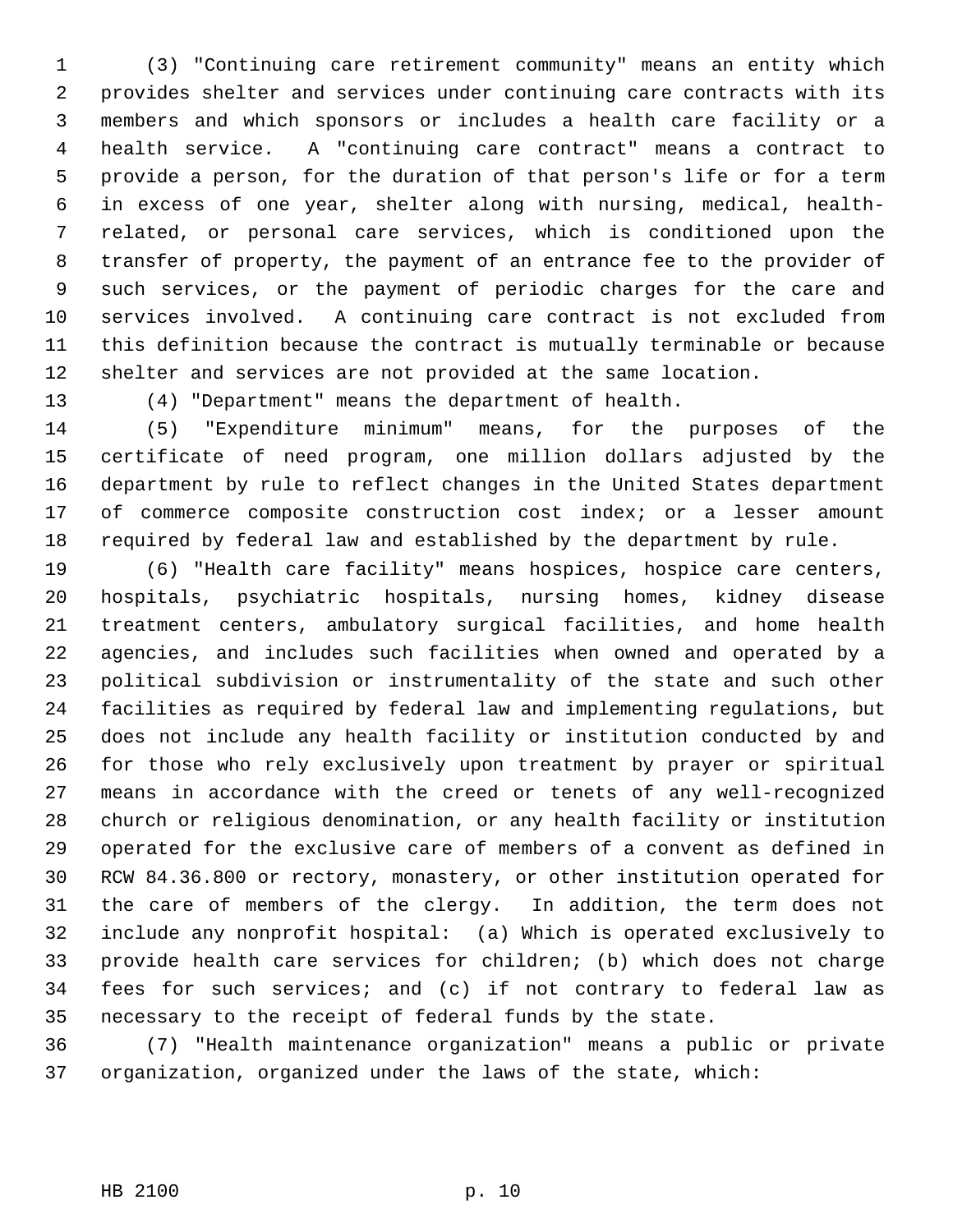(3) "Continuing care retirement community" means an entity which provides shelter and services under continuing care contracts with its members and which sponsors or includes a health care facility or a health service. A "continuing care contract" means a contract to provide a person, for the duration of that person's life or for a term in excess of one year, shelter along with nursing, medical, health-related, or personal care services, which is conditioned upon the transfer of property, the payment of an entrance fee to the provider of such services, or the payment of periodic charges for the care and services involved. A continuing care contract is not excluded from this definition because the contract is mutually terminable or because shelter and services are not provided at the same location.

(4) "Department" means the department of health.

(5) "Expenditure minimum" means, for the purposes of the certificate of need program, one million dollars adjusted by the department by rule to reflect changes in the United States department of commerce composite construction cost index; or a lesser amount required by federal law and established by the department by rule.

(6) "Health care facility" means hospices, hospice care centers, hospitals, psychiatric hospitals, nursing homes, kidney disease treatment centers, ambulatory surgical facilities, and home health agencies, and includes such facilities when owned and operated by a political subdivision or instrumentality of the state and such other facilities as required by federal law and implementing regulations, but does not include any health facility or institution conducted by and for those who rely exclusively upon treatment by prayer or spiritual means in accordance with the creed or tenets of any well-recognized church or religious denomination, or any health facility or institution operated for the exclusive care of members of a convent as defined in RCW 84.36.800 or rectory, monastery, or other institution operated for the care of members of the clergy. In addition, the term does not include any nonprofit hospital: (a) Which is operated exclusively to provide health care services for children; (b) which does not charge fees for such services; and (c) if not contrary to federal law as necessary to the receipt of federal funds by the state.

(7) "Health maintenance organization" means a public or private organization, organized under the laws of the state, which: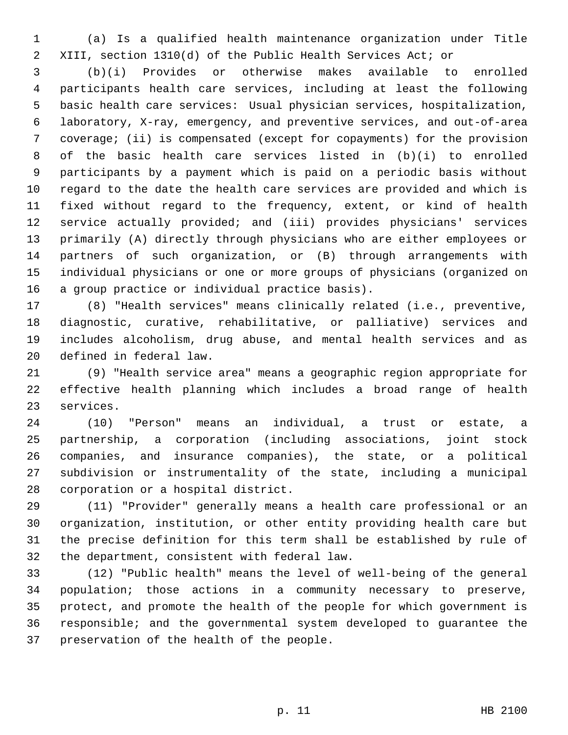(a) Is a qualified health maintenance organization under Title XIII, section 1310(d) of the Public Health Services Act; or

(b)(i) Provides or otherwise makes available to enrolled participants health care services, including at least the following basic health care services: Usual physician services, hospitalization, laboratory, X-ray, emergency, and preventive services, and out-of-area coverage; (ii) is compensated (except for copayments) for the provision of the basic health care services listed in (b)(i) to enrolled participants by a payment which is paid on a periodic basis without regard to the date the health care services are provided and which is fixed without regard to the frequency, extent, or kind of health service actually provided; and (iii) provides physicians' services primarily (A) directly through physicians who are either employees or partners of such organization, or (B) through arrangements with individual physicians or one or more groups of physicians (organized on a group practice or individual practice basis).

(8) "Health services" means clinically related (i.e., preventive, diagnostic, curative, rehabilitative, or palliative) services and includes alcoholism, drug abuse, and mental health services and as defined in federal law.

(9) "Health service area" means a geographic region appropriate for effective health planning which includes a broad range of health services.

(10) "Person" means an individual, a trust or estate, a partnership, a corporation (including associations, joint stock companies, and insurance companies), the state, or a political subdivision or instrumentality of the state, including a municipal corporation or a hospital district.

(11) "Provider" generally means a health care professional or an organization, institution, or other entity providing health care but the precise definition for this term shall be established by rule of the department, consistent with federal law.

(12) "Public health" means the level of well-being of the general population; those actions in a community necessary to preserve, protect, and promote the health of the people for which government is responsible; and the governmental system developed to guarantee the preservation of the health of the people.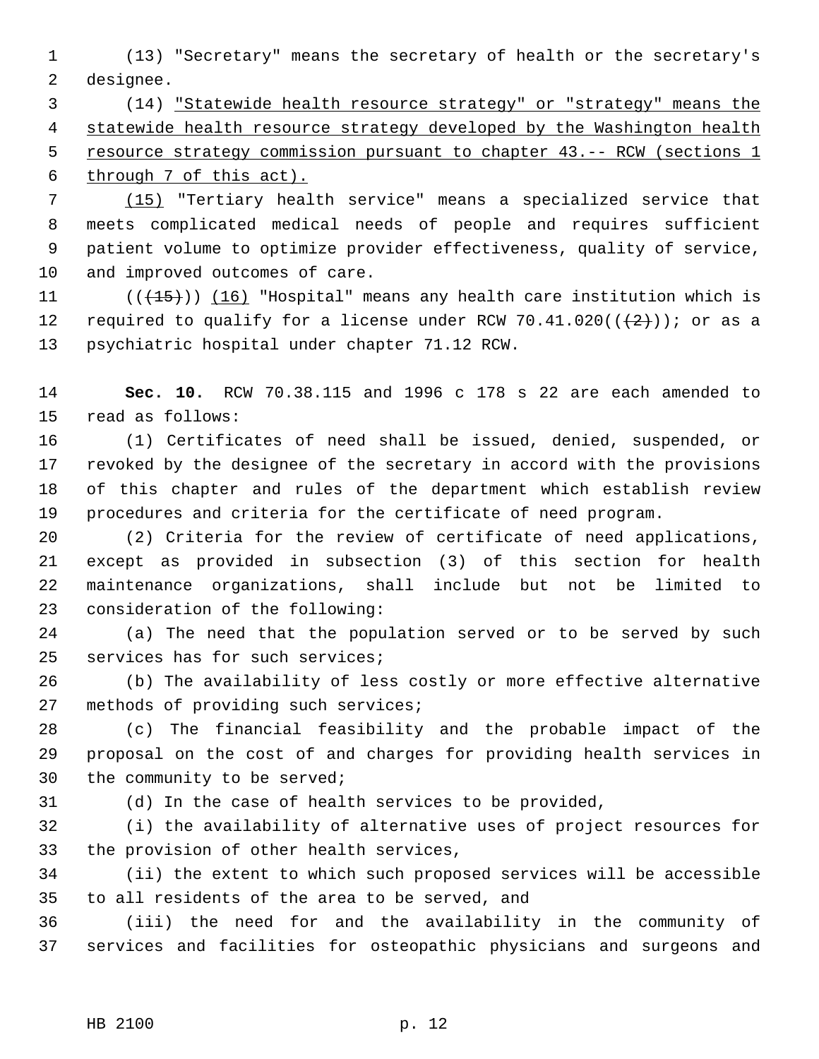(13) "Secretary" means the secretary of health or the secretary's designee.

(14) <u>"Statewide health resource strategy" or "strategy" means the statewide health resource strategy developed by the Washington health resource strategy commission pursuant to chapter 43.-- RCW (sections 1 through 7 of this act).</u>

<u>(15)</u> "Tertiary health service" means a specialized service that meets complicated medical needs of people and requires sufficient patient volume to optimize provider effectiveness, quality of service, and improved outcomes of care.

((~~(15)~~)) <u>(16)</u> "Hospital" means any health care institution which is required to qualify for a license under RCW 70.41.020((~~(2)~~)); or as a psychiatric hospital under chapter 71.12 RCW.

**Sec. 10.** RCW 70.38.115 and 1996 c 178 s 22 are each amended to read as follows:

(1) Certificates of need shall be issued, denied, suspended, or revoked by the designee of the secretary in accord with the provisions of this chapter and rules of the department which establish review procedures and criteria for the certificate of need program.

(2) Criteria for the review of certificate of need applications, except as provided in subsection (3) of this section for health maintenance organizations, shall include but not be limited to consideration of the following:

(a) The need that the population served or to be served by such services has for such services;

(b) The availability of less costly or more effective alternative methods of providing such services;

(c) The financial feasibility and the probable impact of the proposal on the cost of and charges for providing health services in the community to be served;

(d) In the case of health services to be provided,

(i) the availability of alternative uses of project resources for the provision of other health services,

(ii) the extent to which such proposed services will be accessible to all residents of the area to be served, and

(iii) the need for and the availability in the community of services and facilities for osteopathic physicians and surgeons and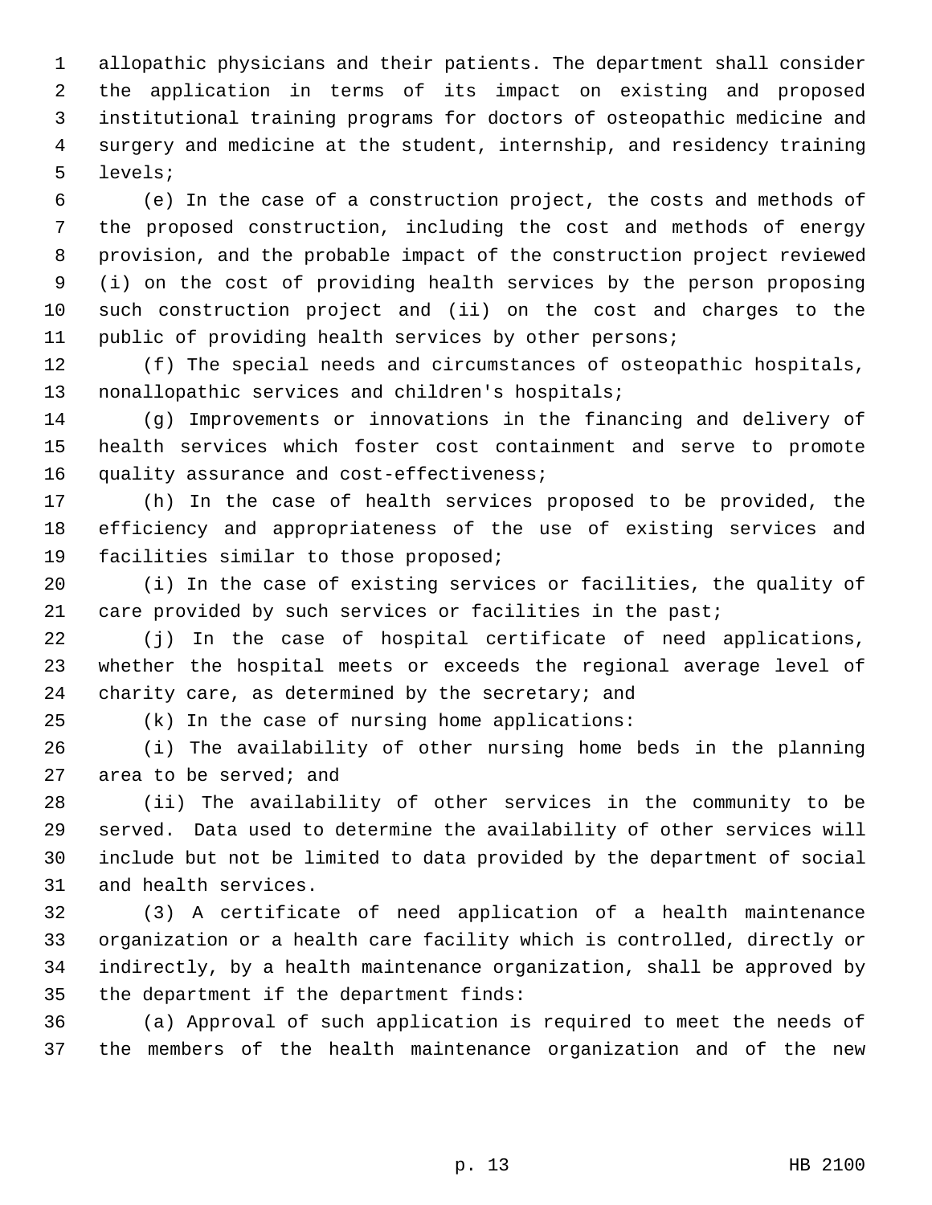allopathic physicians and their patients. The department shall consider the application in terms of its impact on existing and proposed institutional training programs for doctors of osteopathic medicine and surgery and medicine at the student, internship, and residency training levels;

(e) In the case of a construction project, the costs and methods of the proposed construction, including the cost and methods of energy provision, and the probable impact of the construction project reviewed (i) on the cost of providing health services by the person proposing such construction project and (ii) on the cost and charges to the public of providing health services by other persons;

(f) The special needs and circumstances of osteopathic hospitals, nonallopathic services and children's hospitals;

(g) Improvements or innovations in the financing and delivery of health services which foster cost containment and serve to promote quality assurance and cost-effectiveness;

(h) In the case of health services proposed to be provided, the efficiency and appropriateness of the use of existing services and facilities similar to those proposed;

(i) In the case of existing services or facilities, the quality of care provided by such services or facilities in the past;

(j) In the case of hospital certificate of need applications, whether the hospital meets or exceeds the regional average level of charity care, as determined by the secretary; and

(k) In the case of nursing home applications:

(i) The availability of other nursing home beds in the planning area to be served; and

(ii) The availability of other services in the community to be served. Data used to determine the availability of other services will include but not be limited to data provided by the department of social and health services.

(3) A certificate of need application of a health maintenance organization or a health care facility which is controlled, directly or indirectly, by a health maintenance organization, shall be approved by the department if the department finds:

(a) Approval of such application is required to meet the needs of the members of the health maintenance organization and of the new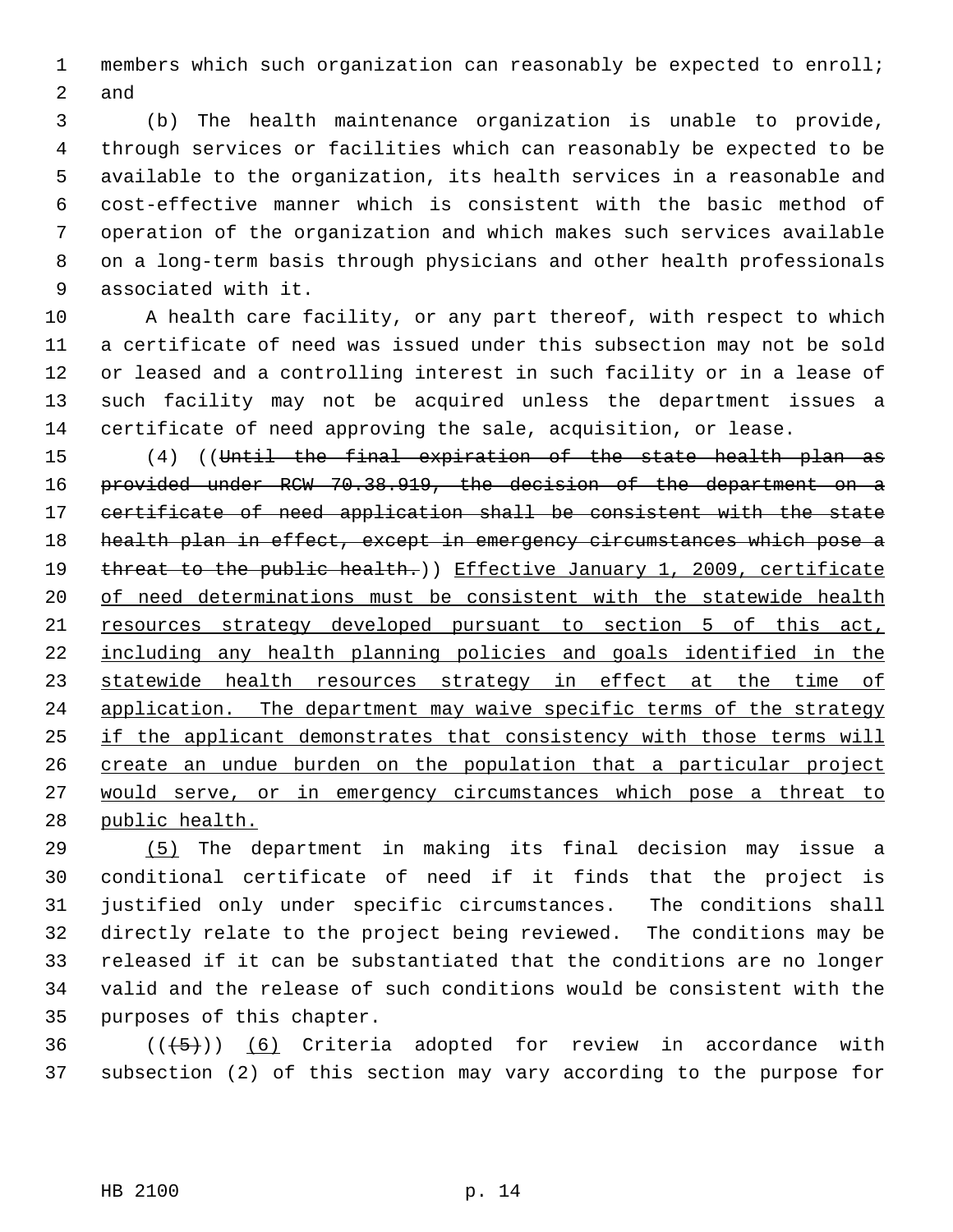members which such organization can reasonably be expected to enroll; and

(b) The health maintenance organization is unable to provide, through services or facilities which can reasonably be expected to be available to the organization, its health services in a reasonable and cost-effective manner which is consistent with the basic method of operation of the organization and which makes such services available on a long-term basis through physicians and other health professionals associated with it.

A health care facility, or any part thereof, with respect to which a certificate of need was issued under this subsection may not be sold or leased and a controlling interest in such facility or in a lease of such facility may not be acquired unless the department issues a certificate of need approving the sale, acquisition, or lease.

(4) ((~~Until the final expiration of the state health plan as provided under RCW 70.38.919, the decision of the department on a certificate of need application shall be consistent with the state health plan in effect, except in emergency circumstances which pose a threat to the public health.~~)) Effective January 1, 2009, certificate of need determinations must be consistent with the statewide health resources strategy developed pursuant to section 5 of this act, including any health planning policies and goals identified in the statewide health resources strategy in effect at the time of application. The department may waive specific terms of the strategy if the applicant demonstrates that consistency with those terms will create an undue burden on the population that a particular project would serve, or in emergency circumstances which pose a threat to public health.

(5) The department in making its final decision may issue a conditional certificate of need if it finds that the project is justified only under specific circumstances. The conditions shall directly relate to the project being reviewed. The conditions may be released if it can be substantiated that the conditions are no longer valid and the release of such conditions would be consistent with the purposes of this chapter.

((~~(5)~~)) (6) Criteria adopted for review in accordance with subsection (2) of this section may vary according to the purpose for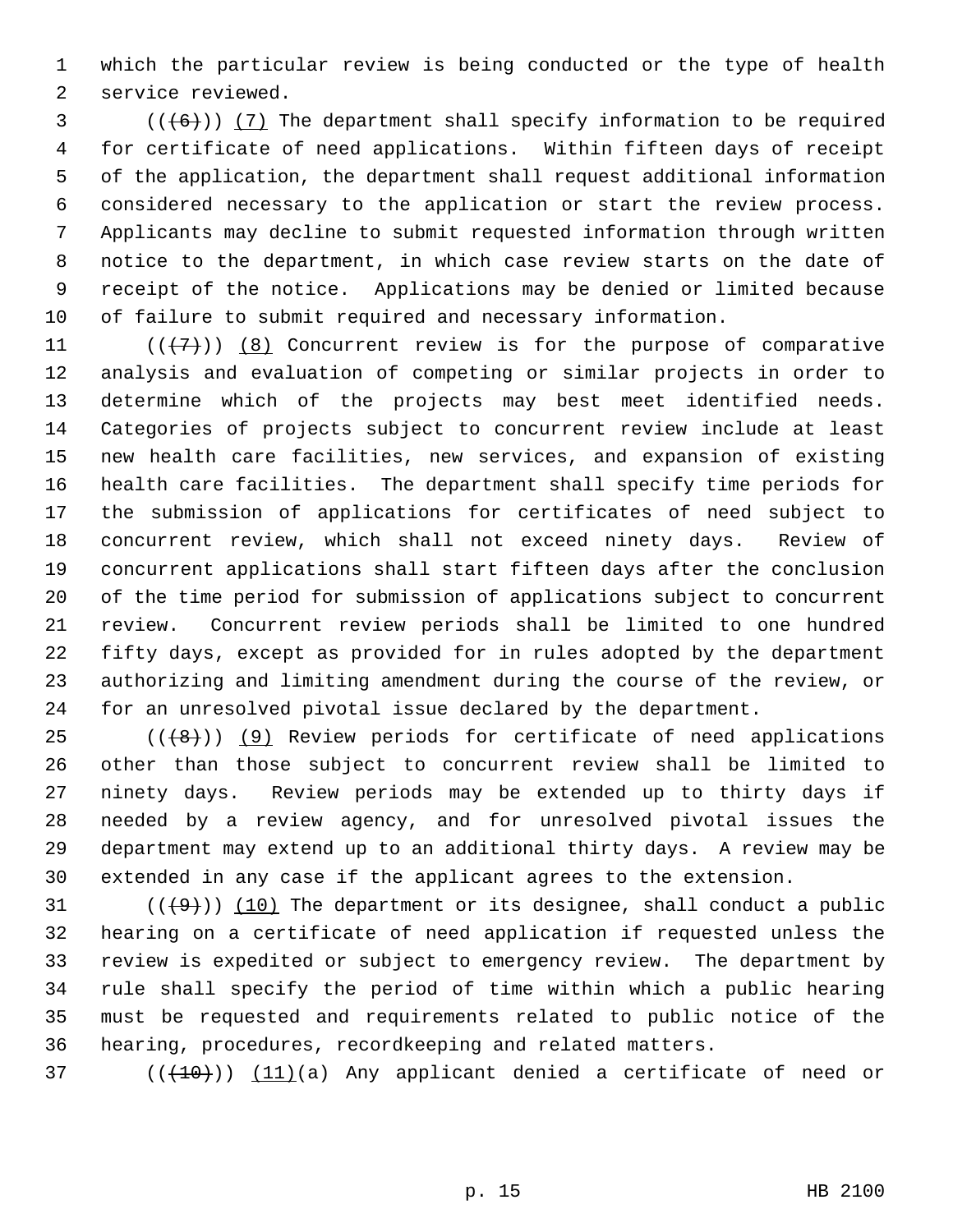which the particular review is being conducted or the type of health service reviewed.

((~~(6)~~)) (7) The department shall specify information to be required for certificate of need applications. Within fifteen days of receipt of the application, the department shall request additional information considered necessary to the application or start the review process. Applicants may decline to submit requested information through written notice to the department, in which case review starts on the date of receipt of the notice. Applications may be denied or limited because of failure to submit required and necessary information.

((~~(7)~~)) (8) Concurrent review is for the purpose of comparative analysis and evaluation of competing or similar projects in order to determine which of the projects may best meet identified needs. Categories of projects subject to concurrent review include at least new health care facilities, new services, and expansion of existing health care facilities. The department shall specify time periods for the submission of applications for certificates of need subject to concurrent review, which shall not exceed ninety days. Review of concurrent applications shall start fifteen days after the conclusion of the time period for submission of applications subject to concurrent review. Concurrent review periods shall be limited to one hundred fifty days, except as provided for in rules adopted by the department authorizing and limiting amendment during the course of the review, or for an unresolved pivotal issue declared by the department.

((~~(8)~~)) (9) Review periods for certificate of need applications other than those subject to concurrent review shall be limited to ninety days. Review periods may be extended up to thirty days if needed by a review agency, and for unresolved pivotal issues the department may extend up to an additional thirty days. A review may be extended in any case if the applicant agrees to the extension.

((~~(9)~~)) (10) The department or its designee, shall conduct a public hearing on a certificate of need application if requested unless the review is expedited or subject to emergency review. The department by rule shall specify the period of time within which a public hearing must be requested and requirements related to public notice of the hearing, procedures, recordkeeping and related matters.

((~~(10)~~)) (11)(a) Any applicant denied a certificate of need or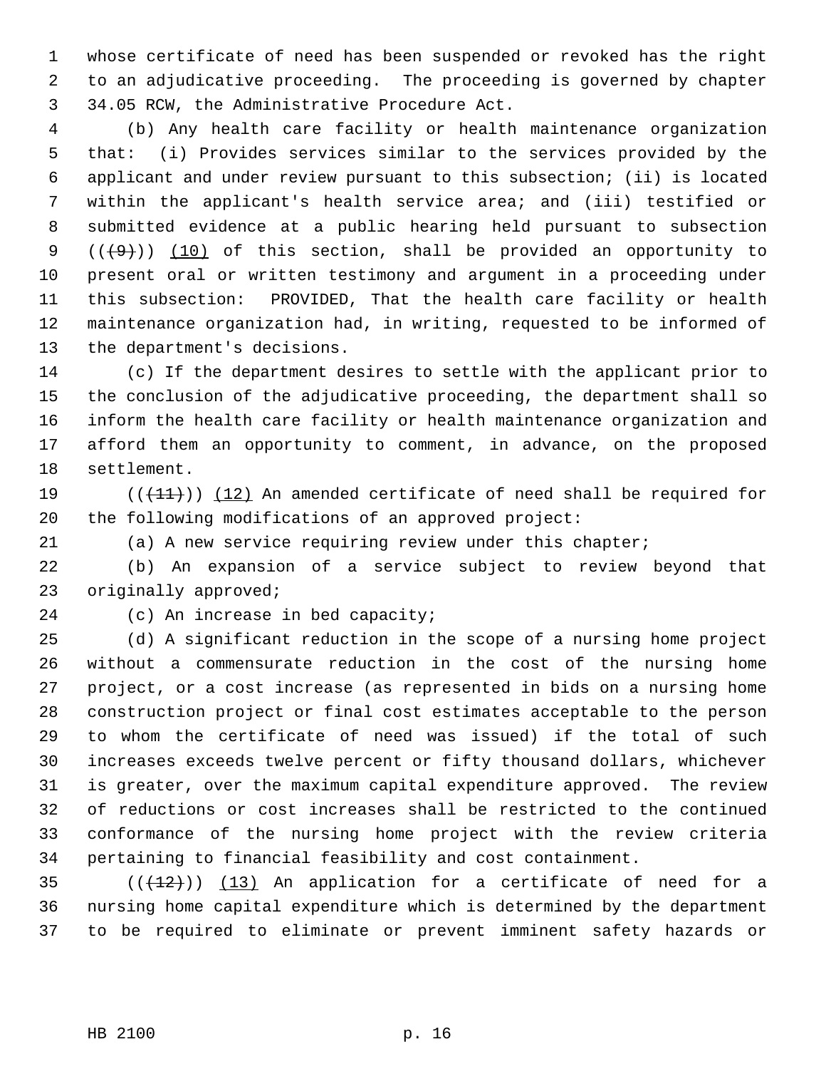whose certificate of need has been suspended or revoked has the right to an adjudicative proceeding. The proceeding is governed by chapter 34.05 RCW, the Administrative Procedure Act.

(b) Any health care facility or health maintenance organization that: (i) Provides services similar to the services provided by the applicant and under review pursuant to this subsection; (ii) is located within the applicant's health service area; and (iii) testified or submitted evidence at a public hearing held pursuant to subsection ~~((9))~~ (10) of this section, shall be provided an opportunity to present oral or written testimony and argument in a proceeding under this subsection: PROVIDED, That the health care facility or health maintenance organization had, in writing, requested to be informed of the department's decisions.

(c) If the department desires to settle with the applicant prior to the conclusion of the adjudicative proceeding, the department shall so inform the health care facility or health maintenance organization and afford them an opportunity to comment, in advance, on the proposed settlement.

~~((11))~~ (12) An amended certificate of need shall be required for the following modifications of an approved project:

(a) A new service requiring review under this chapter;

(b) An expansion of a service subject to review beyond that originally approved;

(c) An increase in bed capacity;

(d) A significant reduction in the scope of a nursing home project without a commensurate reduction in the cost of the nursing home project, or a cost increase (as represented in bids on a nursing home construction project or final cost estimates acceptable to the person to whom the certificate of need was issued) if the total of such increases exceeds twelve percent or fifty thousand dollars, whichever is greater, over the maximum capital expenditure approved. The review of reductions or cost increases shall be restricted to the continued conformance of the nursing home project with the review criteria pertaining to financial feasibility and cost containment.

~~((12))~~ (13) An application for a certificate of need for a nursing home capital expenditure which is determined by the department to be required to eliminate or prevent imminent safety hazards or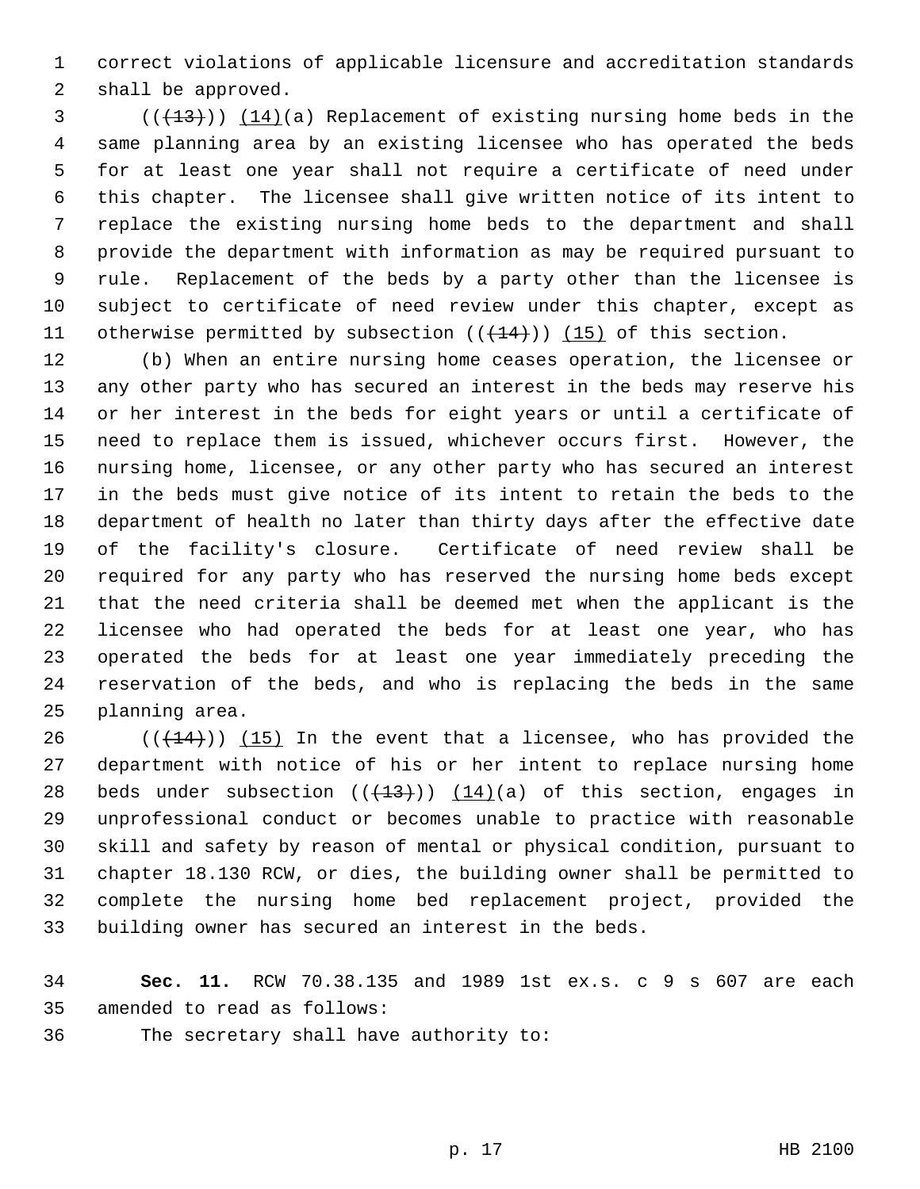correct violations of applicable licensure and accreditation standards shall be approved.

((~~(13)~~)) <u>(14)</u>(a) Replacement of existing nursing home beds in the same planning area by an existing licensee who has operated the beds for at least one year shall not require a certificate of need under this chapter. The licensee shall give written notice of its intent to replace the existing nursing home beds to the department and shall provide the department with information as may be required pursuant to rule. Replacement of the beds by a party other than the licensee is subject to certificate of need review under this chapter, except as otherwise permitted by subsection ((~~(14)~~)) <u>(15)</u> of this section.

(b) When an entire nursing home ceases operation, the licensee or any other party who has secured an interest in the beds may reserve his or her interest in the beds for eight years or until a certificate of need to replace them is issued, whichever occurs first. However, the nursing home, licensee, or any other party who has secured an interest in the beds must give notice of its intent to retain the beds to the department of health no later than thirty days after the effective date of the facility's closure. Certificate of need review shall be required for any party who has reserved the nursing home beds except that the need criteria shall be deemed met when the applicant is the licensee who had operated the beds for at least one year, who has operated the beds for at least one year immediately preceding the reservation of the beds, and who is replacing the beds in the same planning area.

((~~(14)~~)) <u>(15)</u> In the event that a licensee, who has provided the department with notice of his or her intent to replace nursing home beds under subsection ((~~(13)~~)) <u>(14)</u>(a) of this section, engages in unprofessional conduct or becomes unable to practice with reasonable skill and safety by reason of mental or physical condition, pursuant to chapter 18.130 RCW, or dies, the building owner shall be permitted to complete the nursing home bed replacement project, provided the building owner has secured an interest in the beds.

**Sec. 11.** RCW 70.38.135 and 1989 1st ex.s. c 9 s 607 are each amended to read as follows:

The secretary shall have authority to: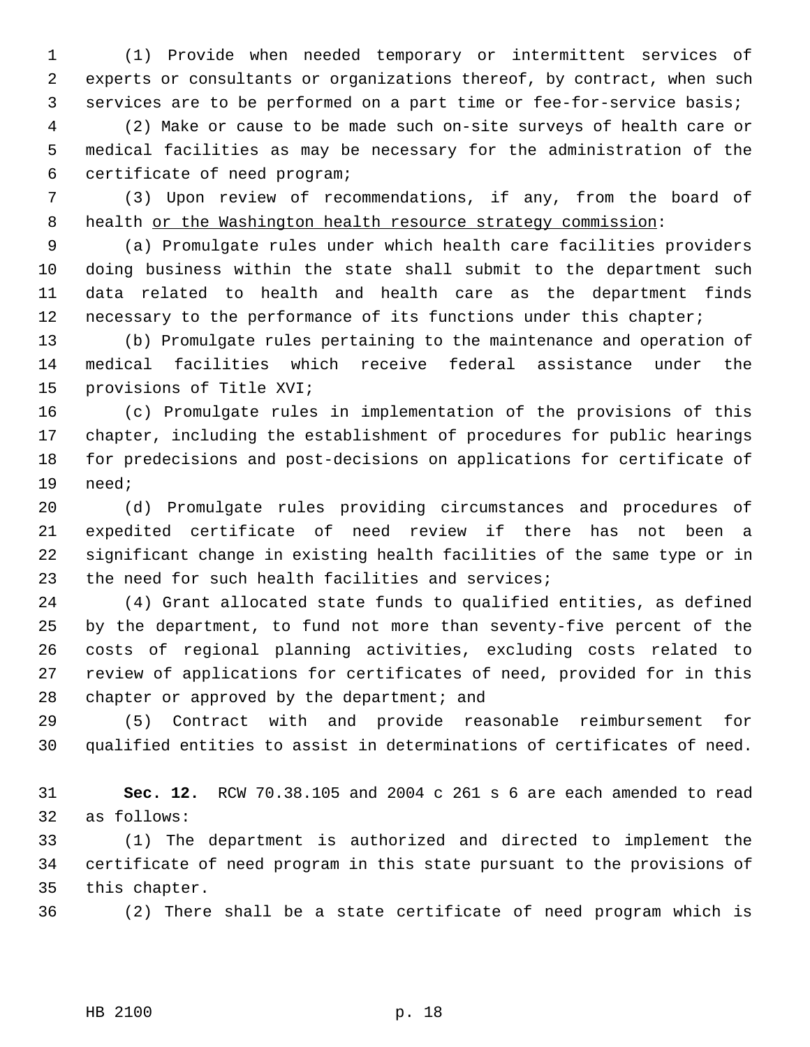(1) Provide when needed temporary or intermittent services of experts or consultants or organizations thereof, by contract, when such services are to be performed on a part time or fee-for-service basis;

(2) Make or cause to be made such on-site surveys of health care or medical facilities as may be necessary for the administration of the certificate of need program;

(3) Upon review of recommendations, if any, from the board of health <u>or the Washington health resource strategy commission</u>:

(a) Promulgate rules under which health care facilities providers doing business within the state shall submit to the department such data related to health and health care as the department finds necessary to the performance of its functions under this chapter;

(b) Promulgate rules pertaining to the maintenance and operation of medical facilities which receive federal assistance under the provisions of Title XVI;

(c) Promulgate rules in implementation of the provisions of this chapter, including the establishment of procedures for public hearings for predecisions and post-decisions on applications for certificate of need;

(d) Promulgate rules providing circumstances and procedures of expedited certificate of need review if there has not been a significant change in existing health facilities of the same type or in the need for such health facilities and services;

(4) Grant allocated state funds to qualified entities, as defined by the department, to fund not more than seventy-five percent of the costs of regional planning activities, excluding costs related to review of applications for certificates of need, provided for in this chapter or approved by the department; and

(5) Contract with and provide reasonable reimbursement for qualified entities to assist in determinations of certificates of need.

**Sec. 12.** RCW 70.38.105 and 2004 c 261 s 6 are each amended to read as follows:

(1) The department is authorized and directed to implement the certificate of need program in this state pursuant to the provisions of this chapter.

(2) There shall be a state certificate of need program which is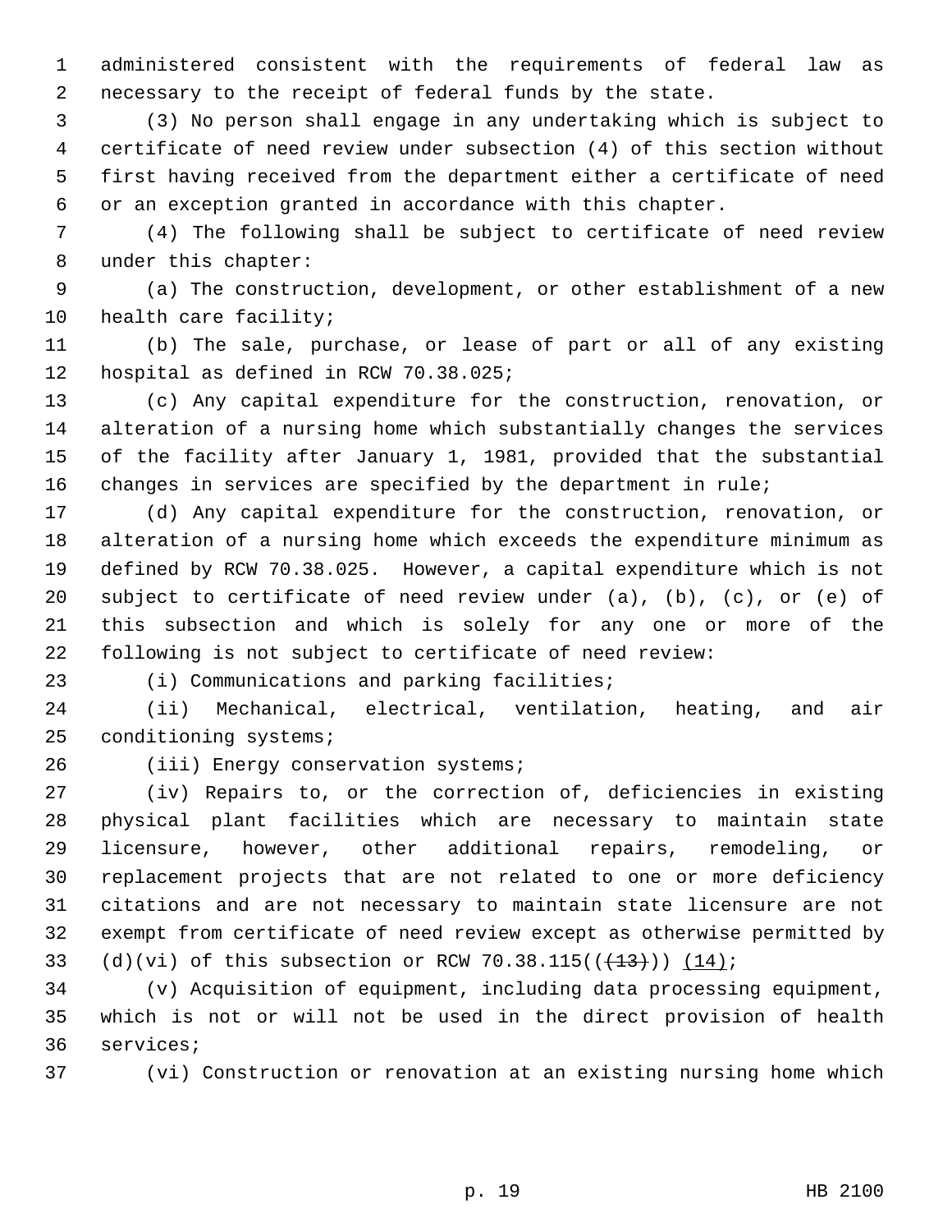administered consistent with the requirements of federal law as necessary to the receipt of federal funds by the state.

(3) No person shall engage in any undertaking which is subject to certificate of need review under subsection (4) of this section without first having received from the department either a certificate of need or an exception granted in accordance with this chapter.

(4) The following shall be subject to certificate of need review under this chapter:

(a) The construction, development, or other establishment of a new health care facility;

(b) The sale, purchase, or lease of part or all of any existing hospital as defined in RCW 70.38.025;

(c) Any capital expenditure for the construction, renovation, or alteration of a nursing home which substantially changes the services of the facility after January 1, 1981, provided that the substantial changes in services are specified by the department in rule;

(d) Any capital expenditure for the construction, renovation, or alteration of a nursing home which exceeds the expenditure minimum as defined by RCW 70.38.025. However, a capital expenditure which is not subject to certificate of need review under (a), (b), (c), or (e) of this subsection and which is solely for any one or more of the following is not subject to certificate of need review:

(i) Communications and parking facilities;

(ii) Mechanical, electrical, ventilation, heating, and air conditioning systems;

(iii) Energy conservation systems;

(iv) Repairs to, or the correction of, deficiencies in existing physical plant facilities which are necessary to maintain state licensure, however, other additional repairs, remodeling, or replacement projects that are not related to one or more deficiency citations and are not necessary to maintain state licensure are not exempt from certificate of need review except as otherwise permitted by (d)(vi) of this subsection or RCW 70.38.115((~~(13)~~)) <u>(14)</u>;

(v) Acquisition of equipment, including data processing equipment, which is not or will not be used in the direct provision of health services;

(vi) Construction or renovation at an existing nursing home which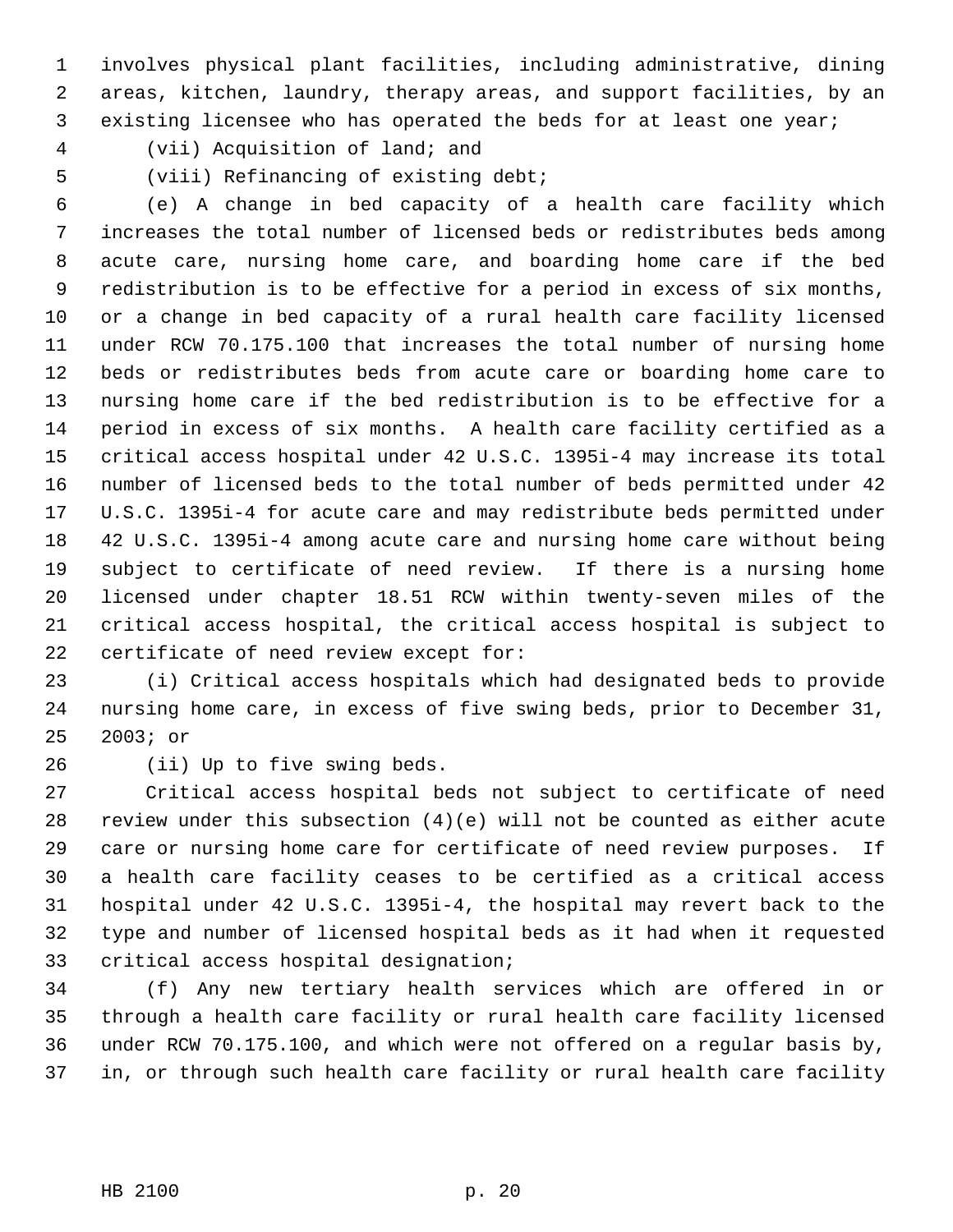involves physical plant facilities, including administrative, dining areas, kitchen, laundry, therapy areas, and support facilities, by an existing licensee who has operated the beds for at least one year;

(vii) Acquisition of land; and

(viii) Refinancing of existing debt;

(e) A change in bed capacity of a health care facility which increases the total number of licensed beds or redistributes beds among acute care, nursing home care, and boarding home care if the bed redistribution is to be effective for a period in excess of six months, or a change in bed capacity of a rural health care facility licensed under RCW 70.175.100 that increases the total number of nursing home beds or redistributes beds from acute care or boarding home care to nursing home care if the bed redistribution is to be effective for a period in excess of six months. A health care facility certified as a critical access hospital under 42 U.S.C. 1395i-4 may increase its total number of licensed beds to the total number of beds permitted under 42 U.S.C. 1395i-4 for acute care and may redistribute beds permitted under 42 U.S.C. 1395i-4 among acute care and nursing home care without being subject to certificate of need review. If there is a nursing home licensed under chapter 18.51 RCW within twenty-seven miles of the critical access hospital, the critical access hospital is subject to certificate of need review except for:

(i) Critical access hospitals which had designated beds to provide nursing home care, in excess of five swing beds, prior to December 31, 2003; or

(ii) Up to five swing beds.

Critical access hospital beds not subject to certificate of need review under this subsection (4)(e) will not be counted as either acute care or nursing home care for certificate of need review purposes. If a health care facility ceases to be certified as a critical access hospital under 42 U.S.C. 1395i-4, the hospital may revert back to the type and number of licensed hospital beds as it had when it requested critical access hospital designation;

(f) Any new tertiary health services which are offered in or through a health care facility or rural health care facility licensed under RCW 70.175.100, and which were not offered on a regular basis by, in, or through such health care facility or rural health care facility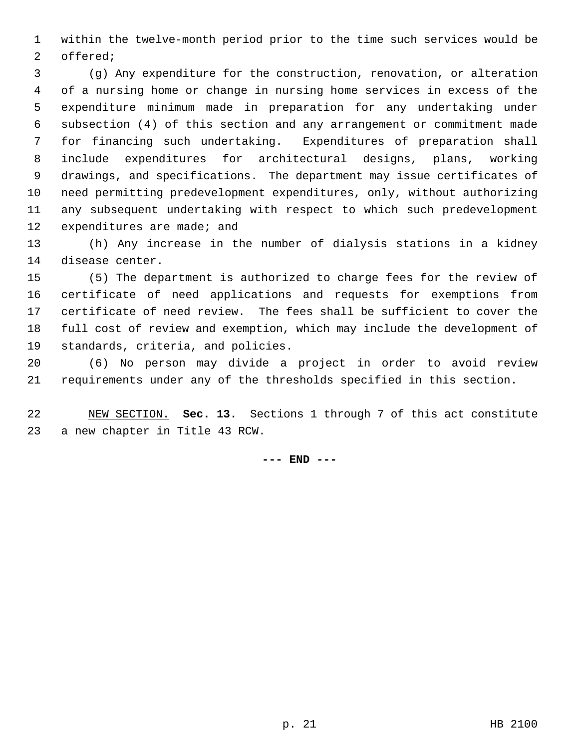within the twelve-month period prior to the time such services would be offered;

(g) Any expenditure for the construction, renovation, or alteration of a nursing home or change in nursing home services in excess of the expenditure minimum made in preparation for any undertaking under subsection (4) of this section and any arrangement or commitment made for financing such undertaking. Expenditures of preparation shall include expenditures for architectural designs, plans, working drawings, and specifications. The department may issue certificates of need permitting predevelopment expenditures, only, without authorizing any subsequent undertaking with respect to which such predevelopment expenditures are made; and

(h) Any increase in the number of dialysis stations in a kidney disease center.

(5) The department is authorized to charge fees for the review of certificate of need applications and requests for exemptions from certificate of need review. The fees shall be sufficient to cover the full cost of review and exemption, which may include the development of standards, criteria, and policies.

(6) No person may divide a project in order to avoid review requirements under any of the thresholds specified in this section.

NEW SECTION. **Sec. 13.** Sections 1 through 7 of this act constitute a new chapter in Title 43 RCW.

**--- END ---**